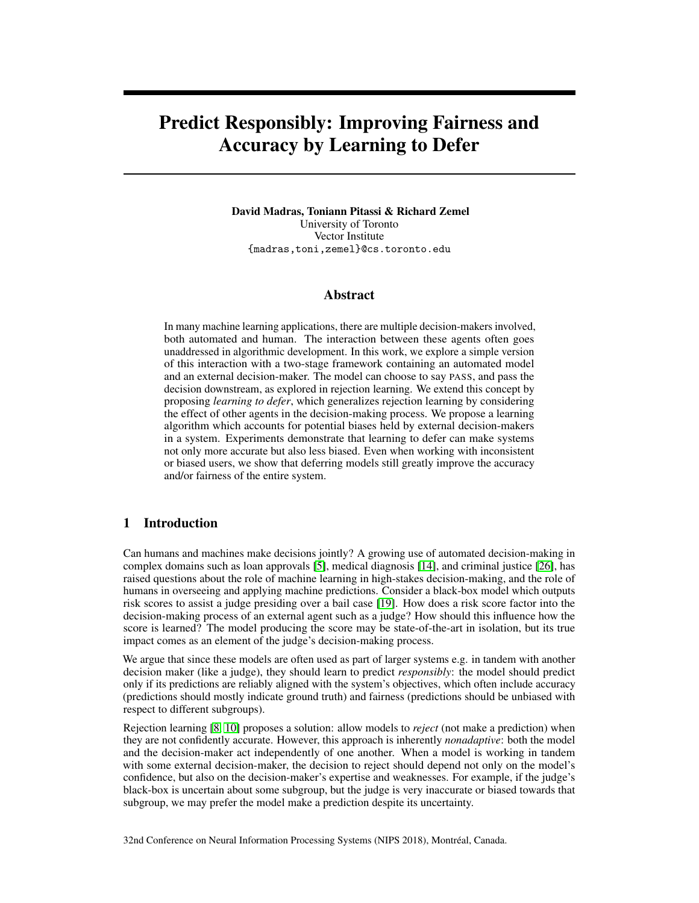# Predict Responsibly: Improving Fairness and Accuracy by Learning to Defer

**David Madras, Toniann Pitassi & Richard Zemel**
University of Toronto
Vector Institute
{madras,toni,zemel}@cs.toronto.edu

## Abstract

In many machine learning applications, there are multiple decision-makers involved, both automated and human. The interaction between these agents often goes unaddressed in algorithmic development. In this work, we explore a simple version of this interaction with a two-stage framework containing an automated model and an external decision-maker. The model can choose to say PASS, and pass the decision downstream, as explored in rejection learning. We extend this concept by proposing *learning to defer*, which generalizes rejection learning by considering the effect of other agents in the decision-making process. We propose a learning algorithm which accounts for potential biases held by external decision-makers in a system. Experiments demonstrate that learning to defer can make systems not only more accurate but also less biased. Even when working with inconsistent or biased users, we show that deferring models still greatly improve the accuracy and/or fairness of the entire system.

## 1 Introduction

Can humans and machines make decisions jointly? A growing use of automated decision-making in complex domains such as loan approvals [5], medical diagnosis [14], and criminal justice [26], has raised questions about the role of machine learning in high-stakes decision-making, and the role of humans in overseeing and applying machine predictions. Consider a black-box model which outputs risk scores to assist a judge presiding over a bail case [19]. How does a risk score factor into the decision-making process of an external agent such as a judge? How should this influence how the score is learned? The model producing the score may be state-of-the-art in isolation, but its true impact comes as an element of the judge's decision-making process.

We argue that since these models are often used as part of larger systems e.g. in tandem with another decision maker (like a judge), they should learn to predict *responsibly*: the model should predict only if its predictions are reliably aligned with the system's objectives, which often include accuracy (predictions should mostly indicate ground truth) and fairness (predictions should be unbiased with respect to different subgroups).

Rejection learning [8, 10] proposes a solution: allow models to *reject* (not make a prediction) when they are not confidently accurate. However, this approach is inherently *nonadaptive*: both the model and the decision-maker act independently of one another. When a model is working in tandem with some external decision-maker, the decision to reject should depend not only on the model's confidence, but also on the decision-maker's expertise and weaknesses. For example, if the judge's black-box is uncertain about some subgroup, but the judge is very inaccurate or biased towards that subgroup, we may prefer the model make a prediction despite its uncertainty.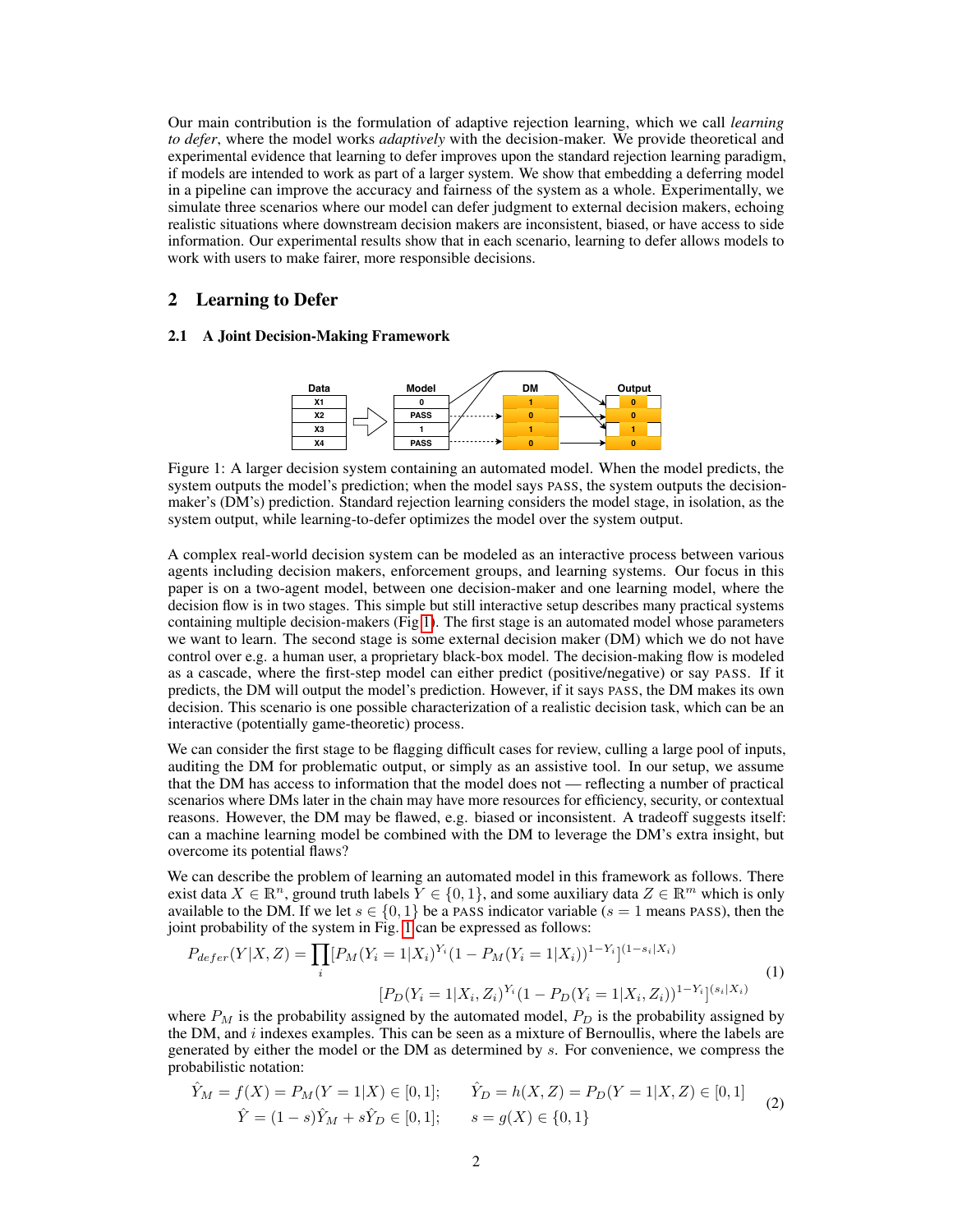Our main contribution is the formulation of adaptive rejection learning, which we call *learning to defer*, where the model works *adaptively* with the decision-maker. We provide theoretical and experimental evidence that learning to defer improves upon the standard rejection learning paradigm, if models are intended to work as part of a larger system. We show that embedding a deferring model in a pipeline can improve the accuracy and fairness of the system as a whole. Experimentally, we simulate three scenarios where our model can defer judgment to external decision makers, echoing realistic situations where downstream decision makers are inconsistent, biased, or have access to side information. Our experimental results show that in each scenario, learning to defer allows models to work with users to make fairer, more responsible decisions.

## 2 Learning to Defer

### 2.1 A Joint Decision-Making Framework

| Data | Model | DM | Output |
|---|---|---|---|
| X1 | 0 | 1 | 0 |
| X2 | PASS | 0 | 0 |
| X3 | 1 | 1 | 1 |
| X4 | PASS | 0 | 0 |

Figure 1: A larger decision system containing an automated model. When the model predicts, the system outputs the model's prediction; when the model says PASS, the system outputs the decision-maker's (DM's) prediction. Standard rejection learning considers the model stage, in isolation, as the system output, while learning-to-defer optimizes the model over the system output.

A complex real-world decision system can be modeled as an interactive process between various agents including decision makers, enforcement groups, and learning systems. Our focus in this paper is on a two-agent model, between one decision-maker and one learning model, where the decision flow is in two stages. This simple but still interactive setup describes many practical systems containing multiple decision-makers (Fig 1). The first stage is an automated model whose parameters we want to learn. The second stage is some external decision maker (DM) which we do not have control over e.g. a human user, a proprietary black-box model. The decision-making flow is modeled as a cascade, where the first-step model can either predict (positive/negative) or say PASS. If it predicts, the DM will output the model's prediction. However, if it says PASS, the DM makes its own decision. This scenario is one possible characterization of a realistic decision task, which can be an interactive (potentially game-theoretic) process.

We can consider the first stage to be flagging difficult cases for review, culling a large pool of inputs, auditing the DM for problematic output, or simply as an assistive tool. In our setup, we assume that the DM has access to information that the model does not — reflecting a number of practical scenarios where DMs later in the chain may have more resources for efficiency, security, or contextual reasons. However, the DM may be flawed, e.g. biased or inconsistent. A tradeoff suggests itself: can a machine learning model be combined with the DM to leverage the DM's extra insight, but overcome its potential flaws?

We can describe the problem of learning an automated model in this framework as follows. There exist data $X \in \mathbb{R}^n$, ground truth labels $Y \in \{0, 1\}$, and some auxiliary data $Z \in \mathbb{R}^m$ which is only available to the DM. If we let $s \in \{0, 1\}$ be a PASS indicator variable ($s = 1$ means PASS), then the joint probability of the system in Fig. 1 can be expressed as follows:

$$
\begin{aligned}
P_{defer}(Y|X, Z) = \prod_i & [P_M(Y_i = 1|X_i)^{Y_i}(1 - P_M(Y_i = 1|X_i))^{1-Y_i}]^{(1-s_i|X_i)} \\
& [P_D(Y_i = 1|X_i, Z_i)^{Y_i}(1 - P_D(Y_i = 1|X_i, Z_i))^{1-Y_i}]^{(s_i|X_i)}
\end{aligned}
\tag{1}
$$

where $P_M$ is the probability assigned by the automated model, $P_D$ is the probability assigned by the DM, and $i$ indexes examples. This can be seen as a mixture of Bernoullis, where the labels are generated by either the model or the DM as determined by $s$. For convenience, we compress the probabilistic notation:

$$
\begin{aligned}
\hat{Y}_M = f(X) = P_M(Y = 1|X) \in [0, 1]; \qquad & \hat{Y}_D = h(X, Z) = P_D(Y = 1|X, Z) \in [0, 1] \\
\hat{Y} = (1 - s)\hat{Y}_M + s\hat{Y}_D \in [0, 1]; \qquad & s = g(X) \in \{0, 1\}
\end{aligned}
\tag{2}
$$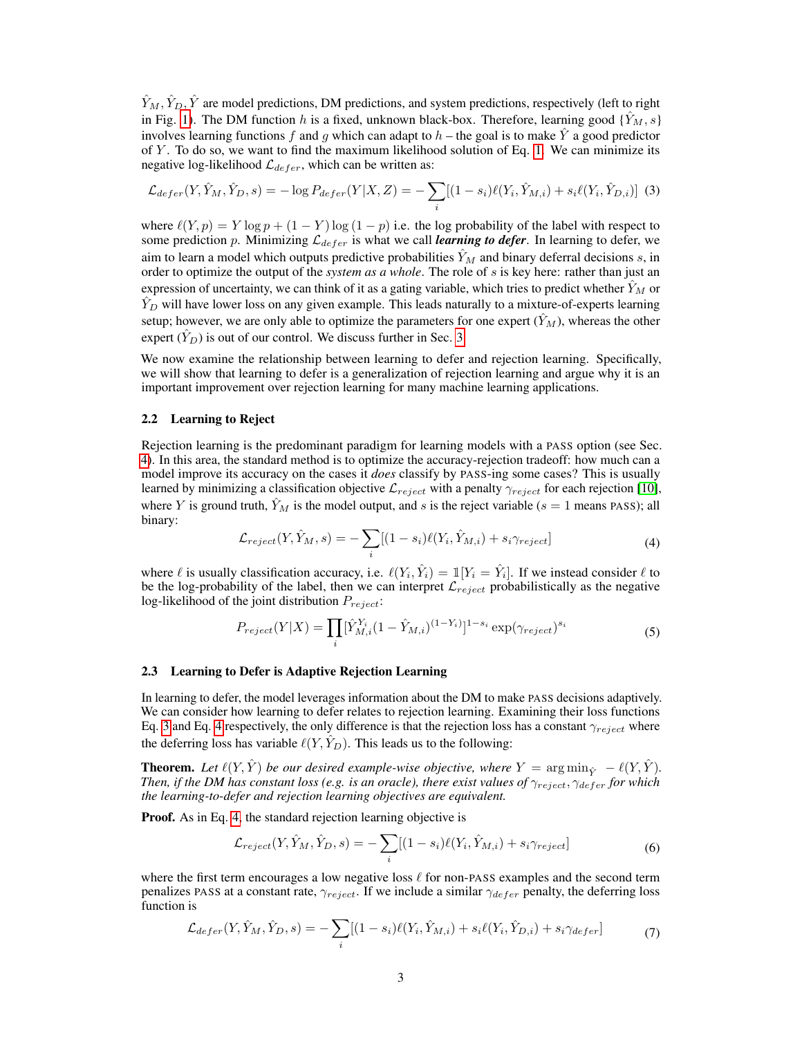$\hat{Y}_M, \hat{Y}_D, \hat{Y}$ are model predictions, DM predictions, and system predictions, respectively (left to right in Fig. 1). The DM function $h$ is a fixed, unknown black-box. Therefore, learning good $\{\hat{Y}_M, s\}$ involves learning functions $f$ and $g$ which can adapt to $h$ – the goal is to make $\hat{Y}$ a good predictor of $Y$. To do so, we want to find the maximum likelihood solution of Eq. 1. We can minimize its negative log-likelihood $\mathcal{L}_{defer}$, which can be written as:

$$\mathcal{L}_{defer}(Y, \hat{Y}_M, \hat{Y}_D, s) = -\log P_{defer}(Y|X, Z) = -\sum_i [(1 - s_i)\ell(Y_i, \hat{Y}_{M,i}) + s_i \ell(Y_i, \hat{Y}_{D,i})] \quad (3)$$

where $\ell(Y, p) = Y \log p + (1 - Y) \log (1 - p)$ i.e. the log probability of the label with respect to some prediction $p$. Minimizing $\mathcal{L}_{defer}$ is what we call ***learning to defer***. In learning to defer, we aim to learn a model which outputs predictive probabilities $\hat{Y}_M$ and binary deferral decisions $s$, in order to optimize the output of the *system as a whole*. The role of $s$ is key here: rather than just an expression of uncertainty, we can think of it as a gating variable, which tries to predict whether $\hat{Y}_M$ or $\hat{Y}_D$ will have lower loss on any given example. This leads naturally to a mixture-of-experts learning setup; however, we are only able to optimize the parameters for one expert ($\hat{Y}_M$), whereas the other expert ($\hat{Y}_D$) is out of our control. We discuss further in Sec. 3.

We now examine the relationship between learning to defer and rejection learning. Specifically, we will show that learning to defer is a generalization of rejection learning and argue why it is an important improvement over rejection learning for many machine learning applications.

### 2.2 Learning to Reject

Rejection learning is the predominant paradigm for learning models with a PASS option (see Sec. 4). In this area, the standard method is to optimize the accuracy-rejection tradeoff: how much can a model improve its accuracy on the cases it *does* classify by PASS-ing some cases? This is usually learned by minimizing a classification objective $\mathcal{L}_{reject}$ with a penalty $\gamma_{reject}$ for each rejection [10], where $Y$ is ground truth, $\hat{Y}_M$ is the model output, and $s$ is the reject variable ($s = 1$ means PASS); all binary:

$$\mathcal{L}_{reject}(Y, \hat{Y}_M, s) = -\sum_i [(1 - s_i)\ell(Y_i, \hat{Y}_{M,i}) + s_i \gamma_{reject}] \quad (4)$$

where $\ell$ is usually classification accuracy, i.e. $\ell(Y_i, \hat{Y}_i) = \mathbb{1}[Y_i = \hat{Y}_i]$. If we instead consider $\ell$ to be the log-probability of the label, then we can interpret $\mathcal{L}_{reject}$ probabilistically as the negative log-likelihood of the joint distribution $P_{reject}$:

$$P_{reject}(Y|X) = \prod_i [\hat{Y}_{M,i}^{Y_i}(1 - \hat{Y}_{M,i})^{(1-Y_i)}]^{1-s_i} \exp(\gamma_{reject})^{s_i} \quad (5)$$

### 2.3 Learning to Defer is Adaptive Rejection Learning

In learning to defer, the model leverages information about the DM to make PASS decisions adaptively. We can consider how learning to defer relates to rejection learning. Examining their loss functions Eq. 3 and Eq. 4 respectively, the only difference is that the rejection loss has a constant $\gamma_{reject}$ where the deferring loss has variable $\ell(Y, \hat{Y}_D)$. This leads us to the following:

**Theorem.** *Let $\ell(Y, \hat{Y})$ be our desired example-wise objective, where $Y = \arg\min_{\hat{Y}} \; -\ell(Y, \hat{Y})$. Then, if the DM has constant loss (e.g. is an oracle), there exist values of $\gamma_{reject}, \gamma_{defer}$ for which the learning-to-defer and rejection learning objectives are equivalent.*

**Proof.** As in Eq. 4, the standard rejection learning objective is

$$\mathcal{L}_{reject}(Y, \hat{Y}_M, \hat{Y}_D, s) = -\sum_i [(1 - s_i)\ell(Y_i, \hat{Y}_{M,i}) + s_i \gamma_{reject}] \quad (6)$$

where the first term encourages a low negative loss $\ell$ for non-PASS examples and the second term penalizes PASS at a constant rate, $\gamma_{reject}$. If we include a similar $\gamma_{defer}$ penalty, the deferring loss function is

$$\mathcal{L}_{defer}(Y, \hat{Y}_M, \hat{Y}_D, s) = -\sum_i [(1 - s_i)\ell(Y_i, \hat{Y}_{M,i}) + s_i \ell(Y_i, \hat{Y}_{D,i}) + s_i \gamma_{defer}] \quad (7)$$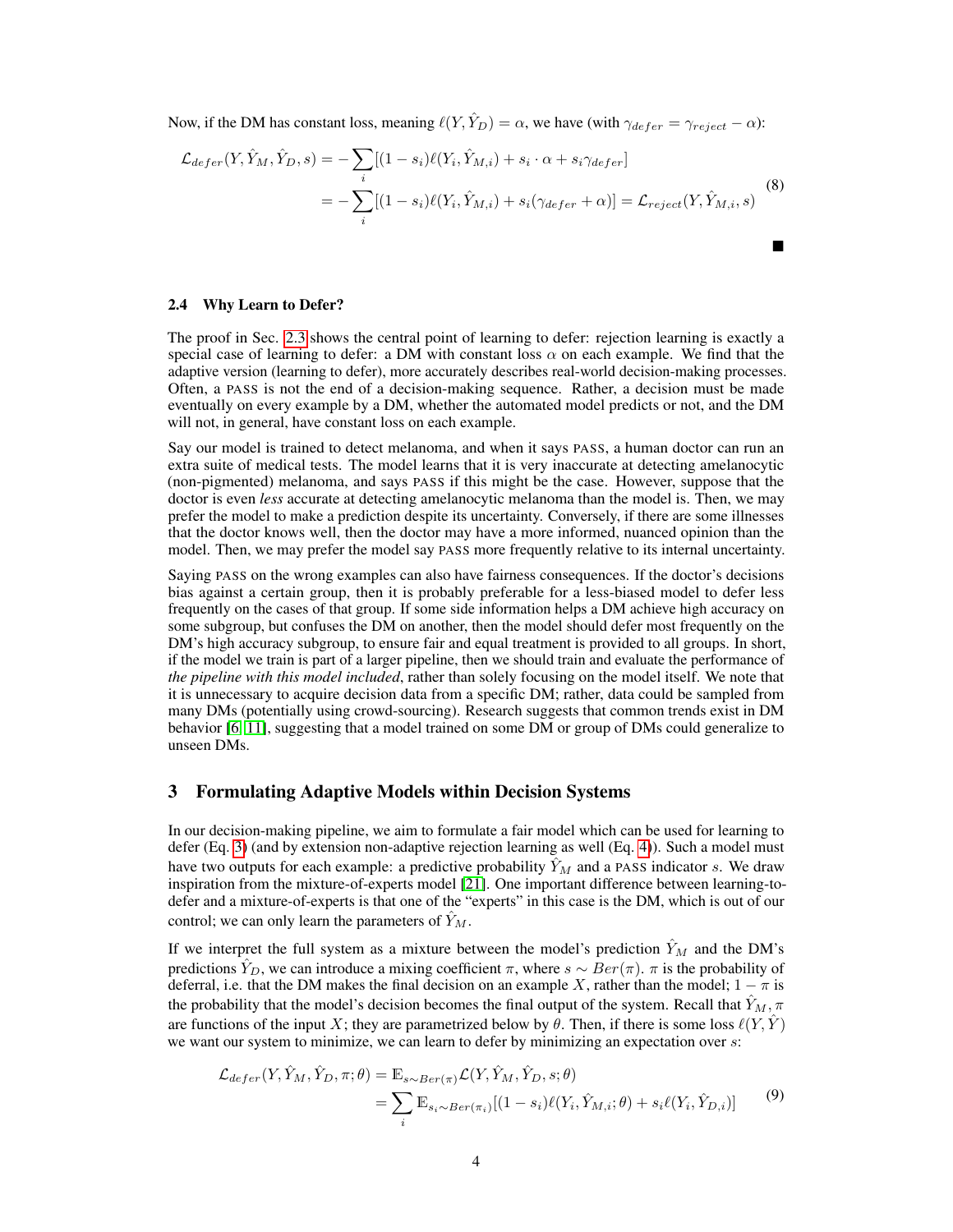Now, if the DM has constant loss, meaning $\ell(Y, \hat{Y}_D) = \alpha$, we have (with $\gamma_{defer} = \gamma_{reject} - \alpha$):

$$
\begin{aligned}
\mathcal{L}_{defer}(Y, \hat{Y}_M, \hat{Y}_D, s) &= -\sum_i [(1 - s_i)\ell(Y_i, \hat{Y}_{M,i}) + s_i \cdot \alpha + s_i \gamma_{defer}] \\
&= -\sum_i [(1 - s_i)\ell(Y_i, \hat{Y}_{M,i}) + s_i(\gamma_{defer} + \alpha)] = \mathcal{L}_{reject}(Y, \hat{Y}_{M,i}, s)
\end{aligned}
\tag{8}
$$

■

### 2.4 Why Learn to Defer?

The proof in Sec. 2.3 shows the central point of learning to defer: rejection learning is exactly a special case of learning to defer: a DM with constant loss $\alpha$ on each example. We find that the adaptive version (learning to defer), more accurately describes real-world decision-making processes. Often, a PASS is not the end of a decision-making sequence. Rather, a decision must be made eventually on every example by a DM, whether the automated model predicts or not, and the DM will not, in general, have constant loss on each example.

Say our model is trained to detect melanoma, and when it says PASS, a human doctor can run an extra suite of medical tests. The model learns that it is very inaccurate at detecting amelanocytic (non-pigmented) melanoma, and says PASS if this might be the case. However, suppose that the doctor is even *less* accurate at detecting amelanocytic melanoma than the model is. Then, we may prefer the model to make a prediction despite its uncertainty. Conversely, if there are some illnesses that the doctor knows well, then the doctor may have a more informed, nuanced opinion than the model. Then, we may prefer the model say PASS more frequently relative to its internal uncertainty.

Saying PASS on the wrong examples can also have fairness consequences. If the doctor's decisions bias against a certain group, then it is probably preferable for a less-biased model to defer less frequently on the cases of that group. If some side information helps a DM achieve high accuracy on some subgroup, but confuses the DM on another, then the model should defer most frequently on the DM's high accuracy subgroup, to ensure fair and equal treatment is provided to all groups. In short, if the model we train is part of a larger pipeline, then we should train and evaluate the performance of *the pipeline with this model included*, rather than solely focusing on the model itself. We note that it is unnecessary to acquire decision data from a specific DM; rather, data could be sampled from many DMs (potentially using crowd-sourcing). Research suggests that common trends exist in DM behavior [6, 11], suggesting that a model trained on some DM or group of DMs could generalize to unseen DMs.

## 3 Formulating Adaptive Models within Decision Systems

In our decision-making pipeline, we aim to formulate a fair model which can be used for learning to defer (Eq. 3) (and by extension non-adaptive rejection learning as well (Eq. 4)). Such a model must have two outputs for each example: a predictive probability $\hat{Y}_M$ and a PASS indicator $s$. We draw inspiration from the mixture-of-experts model [21]. One important difference between learning-to-defer and a mixture-of-experts is that one of the "experts" in this case is the DM, which is out of our control; we can only learn the parameters of $\hat{Y}_M$.

If we interpret the full system as a mixture between the model's prediction $\hat{Y}_M$ and the DM's predictions $\hat{Y}_D$, we can introduce a mixing coefficient $\pi$, where $s \sim Ber(\pi)$. $\pi$ is the probability of deferral, i.e. that the DM makes the final decision on an example $X$, rather than the model; $1 - \pi$ is the probability that the model's decision becomes the final output of the system. Recall that $\hat{Y}_M, \pi$ are functions of the input $X$; they are parametrized below by $\theta$. Then, if there is some loss $\ell(Y, \hat{Y})$ we want our system to minimize, we can learn to defer by minimizing an expectation over $s$:

$$
\begin{aligned}
\mathcal{L}_{defer}(Y, \hat{Y}_M, \hat{Y}_D, \pi; \theta) &= \mathbb{E}_{s \sim Ber(\pi)} \mathcal{L}(Y, \hat{Y}_M, \hat{Y}_D, s; \theta) \\
&= \sum_i \mathbb{E}_{s_i \sim Ber(\pi_i)} [(1 - s_i)\ell(Y_i, \hat{Y}_{M,i}; \theta) + s_i \ell(Y_i, \hat{Y}_{D,i})]
\end{aligned}
\tag{9}
$$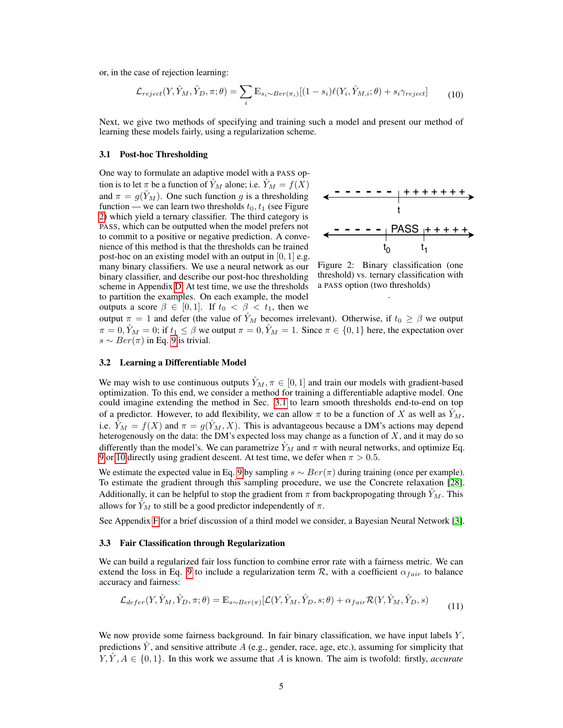or, in the case of rejection learning:

$$\mathcal{L}_{reject}(Y, \hat{Y}_M, \hat{Y}_D, \pi; \theta) = \sum_i \mathbb{E}_{s_i \sim Ber(\pi_i)}[(1 - s_i)\ell(Y_i, \hat{Y}_{M,i}; \theta) + s_i \gamma_{reject}] \tag{10}$$

Next, we give two methods of specifying and training such a model and present our method of learning these models fairly, using a regularization scheme.

### 3.1 Post-hoc Thresholding

One way to formulate an adaptive model with a PASS option is to let $\pi$ be a function of $\hat{Y}_M$ alone; i.e. $\hat{Y}_M = f(X)$ and $\pi = g(\hat{Y}_M)$. One such function $g$ is a thresholding function — we can learn two thresholds $t_0, t_1$ (see Figure 2) which yield a ternary classifier. The third category is PASS, which can be outputted when the model prefers not to commit to a positive or negative prediction. A convenience of this method is that the thresholds can be trained post-hoc on an existing model with an output in $[0, 1]$ e.g. many binary classifiers. We use a neural network as our binary classifier, and describe our post-hoc thresholding scheme in Appendix D. At test time, we use the thresholds to partition the examples. On each example, the model outputs a score $\beta \in [0, 1]$. If $t_0 < \beta < t_1$, then we output $\pi = 1$ and defer (the value of $\hat{Y}_M$ becomes irrelevant). Otherwise, if $t_0 \geq \beta$ we output $\pi = 0, \hat{Y}_M = 0$; if $t_1 \leq \beta$ we output $\pi = 0, \hat{Y}_M = 1$. Since $\pi \in \{0, 1\}$ here, the expectation over $s \sim Ber(\pi)$ in Eq. 9 is trivial.

Figure 2: Binary classification (one threshold) vs. ternary classification with a PASS option (two thresholds)

### 3.2 Learning a Differentiable Model

We may wish to use continuous outputs $\hat{Y}_M, \pi \in [0, 1]$ and train our models with gradient-based optimization. To this end, we consider a method for training a differentiable adaptive model. One could imagine extending the method in Sec. 3.1 to learn smooth thresholds end-to-end on top of a predictor. However, to add flexibility, we can allow $\pi$ to be a function of $X$ as well as $\hat{Y}_M$, i.e. $\hat{Y}_M = f(X)$ and $\pi = g(\hat{Y}_M, X)$. This is advantageous because a DM's actions may depend heterogenously on the data: the DM's expected loss may change as a function of $X$, and it may do so differently than the model's. We can parametrize $\hat{Y}_M$ and $\pi$ with neural networks, and optimize Eq. 9 or 10 directly using gradient descent. At test time, we defer when $\pi > 0.5$.

We estimate the expected value in Eq. 9 by sampling $s \sim Ber(\pi)$ during training (once per example). To estimate the gradient through this sampling procedure, we use the Concrete relaxation [28]. Additionally, it can be helpful to stop the gradient from $\pi$ from backpropogating through $\hat{Y}_M$. This allows for $\hat{Y}_M$ to still be a good predictor independently of $\pi$.

See Appendix F for a brief discussion of a third model we consider, a Bayesian Neural Network [3].

### 3.3 Fair Classification through Regularization

We can build a regularized fair loss function to combine error rate with a fairness metric. We can extend the loss in Eq. 9 to include a regularization term $\mathcal{R}$, with a coefficient $\alpha_{fair}$ to balance accuracy and fairness:

$$\mathcal{L}_{defer}(Y, \hat{Y}_M, \hat{Y}_D, \pi; \theta) = \mathbb{E}_{s \sim Ber(\pi)}[\mathcal{L}(Y, \hat{Y}_M, \hat{Y}_D, s; \theta) + \alpha_{fair}\mathcal{R}(Y, \hat{Y}_M, \hat{Y}_D, s) \tag{11}$$

We now provide some fairness background. In fair binary classification, we have input labels $Y$, predictions $\hat{Y}$, and sensitive attribute $A$ (e.g., gender, race, age, etc.), assuming for simplicity that $Y, \hat{Y}, A \in \{0, 1\}$. In this work we assume that $A$ is known. The aim is twofold: firstly, *accurate*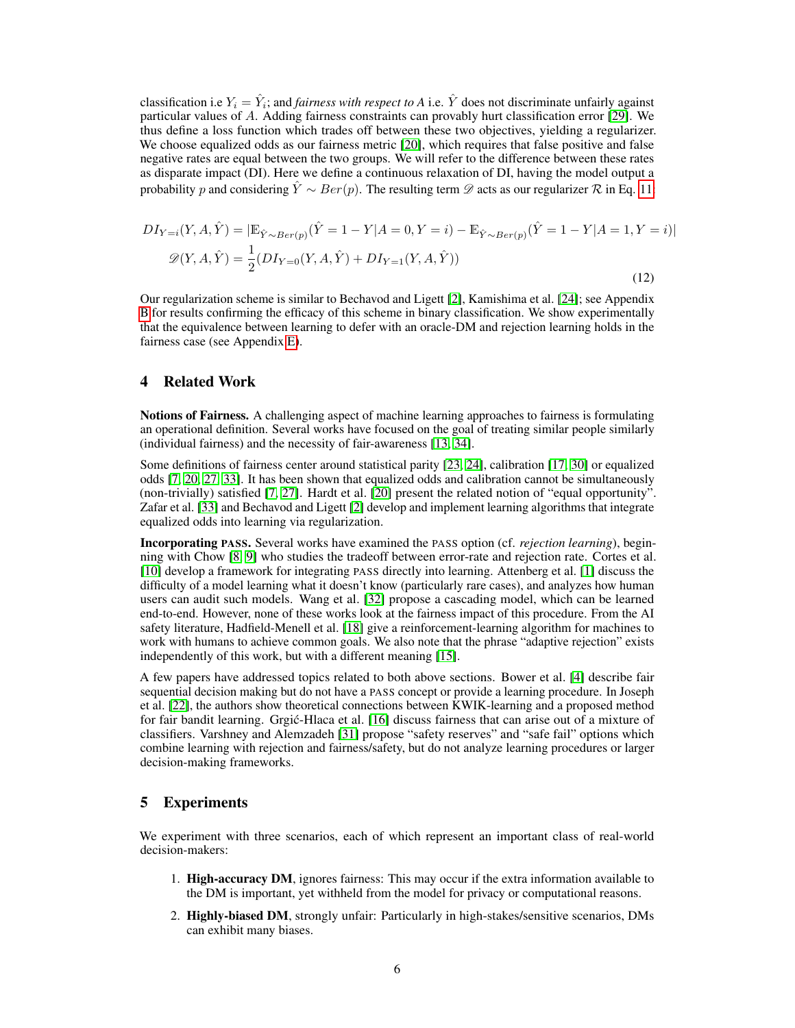classification i.e $Y_i = \hat{Y}_i$; and *fairness with respect to A* i.e. $\hat{Y}$ does not discriminate unfairly against particular values of $A$. Adding fairness constraints can provably hurt classification error [29]. We thus define a loss function which trades off between these two objectives, yielding a regularizer. We choose equalized odds as our fairness metric [20], which requires that false positive and false negative rates are equal between the two groups. We will refer to the difference between these rates as disparate impact (DI). Here we define a continuous relaxation of DI, having the model output a probability $p$ and considering $\hat{Y} \sim Ber(p)$. The resulting term $\mathscr{D}$ acts as our regularizer $\mathcal{R}$ in Eq. 11:

$$
\begin{aligned}
DI_{Y=i}(Y, A, \hat{Y}) &= |\mathbb{E}_{\hat{Y} \sim Ber(p)}(\hat{Y} = 1 - Y | A = 0, Y = i) - \mathbb{E}_{\hat{Y} \sim Ber(p)}(\hat{Y} = 1 - Y | A = 1, Y = i)| \\
\mathscr{D}(Y, A, \hat{Y}) &= \frac{1}{2}(DI_{Y=0}(Y, A, \hat{Y}) + DI_{Y=1}(Y, A, \hat{Y}))
\end{aligned}
\tag{12}
$$

Our regularization scheme is similar to Bechavod and Ligett [2], Kamishima et al. [24]; see Appendix B for results confirming the efficacy of this scheme in binary classification. We show experimentally that the equivalence between learning to defer with an oracle-DM and rejection learning holds in the fairness case (see Appendix E).

## 4 Related Work

**Notions of Fairness.** A challenging aspect of machine learning approaches to fairness is formulating an operational definition. Several works have focused on the goal of treating similar people similarly (individual fairness) and the necessity of fair-awareness [13, 34].

Some definitions of fairness center around statistical parity [23, 24], calibration [17, 30] or equalized odds [7, 20, 27, 33]. It has been shown that equalized odds and calibration cannot be simultaneously (non-trivially) satisfied [7, 27]. Hardt et al. [20] present the related notion of "equal opportunity". Zafar et al. [33] and Bechavod and Ligett [2] develop and implement learning algorithms that integrate equalized odds into learning via regularization.

**Incorporating PASS.** Several works have examined the PASS option (cf. *rejection learning*), beginning with Chow [8, 9] who studies the tradeoff between error-rate and rejection rate. Cortes et al. [10] develop a framework for integrating PASS directly into learning. Attenberg et al. [1] discuss the difficulty of a model learning what it doesn't know (particularly rare cases), and analyzes how human users can audit such models. Wang et al. [32] propose a cascading model, which can be learned end-to-end. However, none of these works look at the fairness impact of this procedure. From the AI safety literature, Hadfield-Menell et al. [18] give a reinforcement-learning algorithm for machines to work with humans to achieve common goals. We also note that the phrase "adaptive rejection" exists independently of this work, but with a different meaning [15].

A few papers have addressed topics related to both above sections. Bower et al. [4] describe fair sequential decision making but do not have a PASS concept or provide a learning procedure. In Joseph et al. [22], the authors show theoretical connections between KWIK-learning and a proposed method for fair bandit learning. Grgić-Hlaca et al. [16] discuss fairness that can arise out of a mixture of classifiers. Varshney and Alemzadeh [31] propose "safety reserves" and "safe fail" options which combine learning with rejection and fairness/safety, but do not analyze learning procedures or larger decision-making frameworks.

## 5 Experiments

We experiment with three scenarios, each of which represent an important class of real-world decision-makers:

1. **High-accuracy DM**, ignores fairness: This may occur if the extra information available to the DM is important, yet withheld from the model for privacy or computational reasons.
2. **Highly-biased DM**, strongly unfair: Particularly in high-stakes/sensitive scenarios, DMs can exhibit many biases.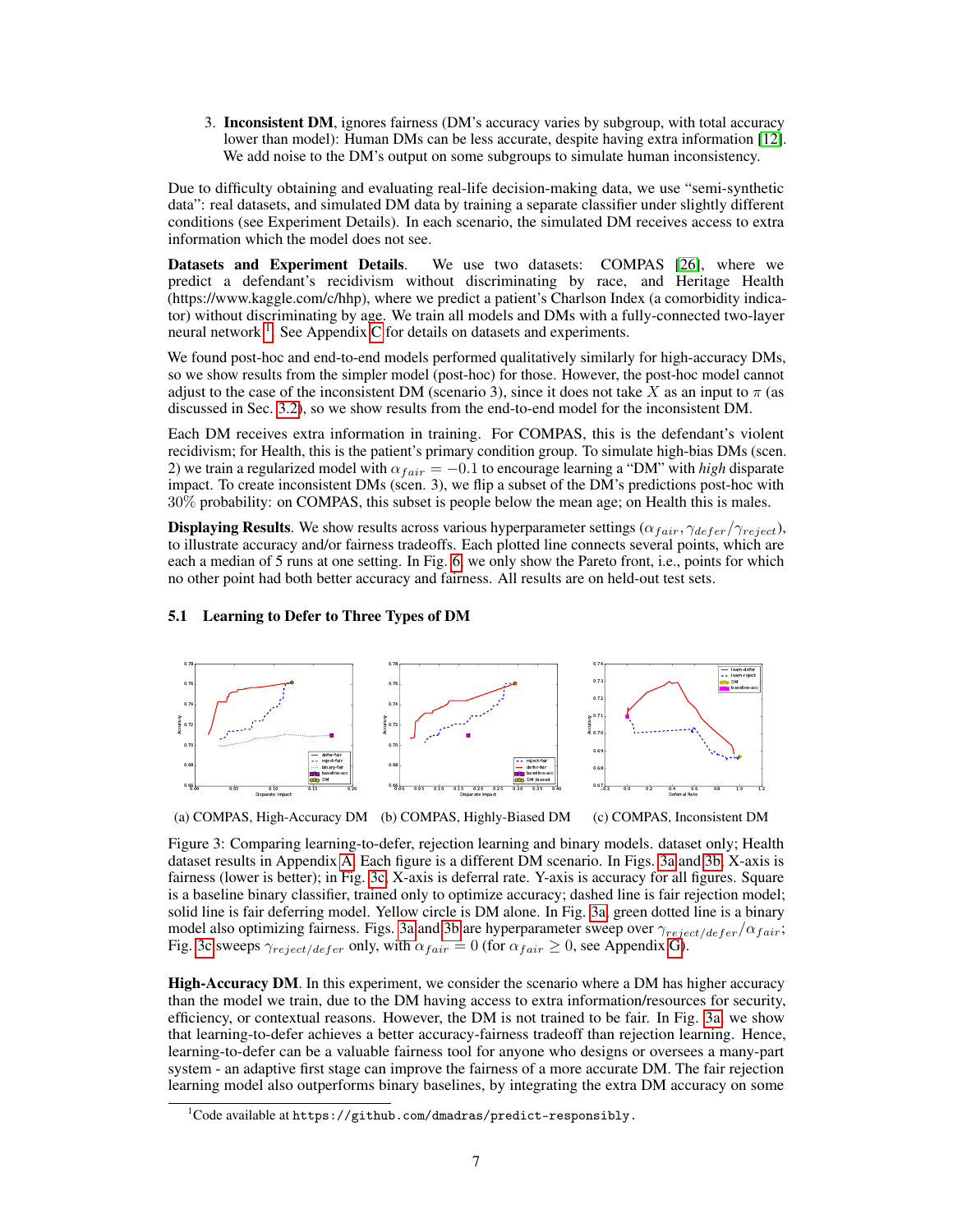3. **Inconsistent DM**, ignores fairness (DM's accuracy varies by subgroup, with total accuracy lower than model): Human DMs can be less accurate, despite having extra information [12]. We add noise to the DM's output on some subgroups to simulate human inconsistency.

Due to difficulty obtaining and evaluating real-life decision-making data, we use "semi-synthetic data": real datasets, and simulated DM data by training a separate classifier under slightly different conditions (see Experiment Details). In each scenario, the simulated DM receives access to extra information which the model does not see.

**Datasets and Experiment Details**. We use two datasets: COMPAS [26], where we predict a defendant's recidivism without discriminating by race, and Heritage Health (https://www.kaggle.com/c/hhp), where we predict a patient's Charlson Index (a comorbidity indicator) without discriminating by age. We train all models and DMs with a fully-connected two-layer neural network [1]. See Appendix C for details on datasets and experiments.

We found post-hoc and end-to-end models performed qualitatively similarly for high-accuracy DMs, so we show results from the simpler model (post-hoc) for those. However, the post-hoc model cannot adjust to the case of the inconsistent DM (scenario 3), since it does not take $X$ as an input to $\pi$ (as discussed in Sec. 3.2), so we show results from the end-to-end model for the inconsistent DM.

Each DM receives extra information in training. For COMPAS, this is the defendant's violent recidivism; for Health, this is the patient's primary condition group. To simulate high-bias DMs (scen. 2) we train a regularized model with $\alpha_{fair} = -0.1$ to encourage learning a "DM" with *high* disparate impact. To create inconsistent DMs (scen. 3), we flip a subset of the DM's predictions post-hoc with 30% probability: on COMPAS, this subset is people below the mean age; on Health this is males.

**Displaying Results**. We show results across various hyperparameter settings ($\alpha_{fair}, \gamma_{defer}/\gamma_{reject}$), to illustrate accuracy and/or fairness tradeoffs. Each plotted line connects several points, which are each a median of 5 runs at one setting. In Fig. 6, we only show the Pareto front, i.e., points for which no other point had both better accuracy and fairness. All results are on held-out test sets.

### 5.1 Learning to Defer to Three Types of DM

(a) COMPAS, High-Accuracy DM (b) COMPAS, Highly-Biased DM (c) COMPAS, Inconsistent DM

Figure 3: Comparing learning-to-defer, rejection learning and binary models. dataset only; Health dataset results in Appendix A. Each figure is a different DM scenario. In Figs. 3a and 3b, X-axis is fairness (lower is better); in Fig. 3c, X-axis is deferral rate. Y-axis is accuracy for all figures. Square is a baseline binary classifier, trained only to optimize accuracy; dashed line is fair rejection model; solid line is fair deferring model. Yellow circle is DM alone. In Fig. 3a, green dotted line is a binary model also optimizing fairness. Figs. 3a and 3b are hyperparameter sweep over $\gamma_{reject/defer}/\alpha_{fair}$; Fig. 3c sweeps $\gamma_{reject/defer}$ only, with $\alpha_{fair} = 0$ (for $\alpha_{fair} \geq 0$, see Appendix G).

**High-Accuracy DM**. In this experiment, we consider the scenario where a DM has higher accuracy than the model we train, due to the DM having access to extra information/resources for security, efficiency, or contextual reasons. However, the DM is not trained to be fair. In Fig. 3a, we show that learning-to-defer achieves a better accuracy-fairness tradeoff than rejection learning. Hence, learning-to-defer can be a valuable fairness tool for anyone who designs or oversees a many-part system - an adaptive first stage can improve the fairness of a more accurate DM. The fair rejection learning model also outperforms binary baselines, by integrating the extra DM accuracy on some

[1] Code available at `https://github.com/dmadras/predict-responsibly`.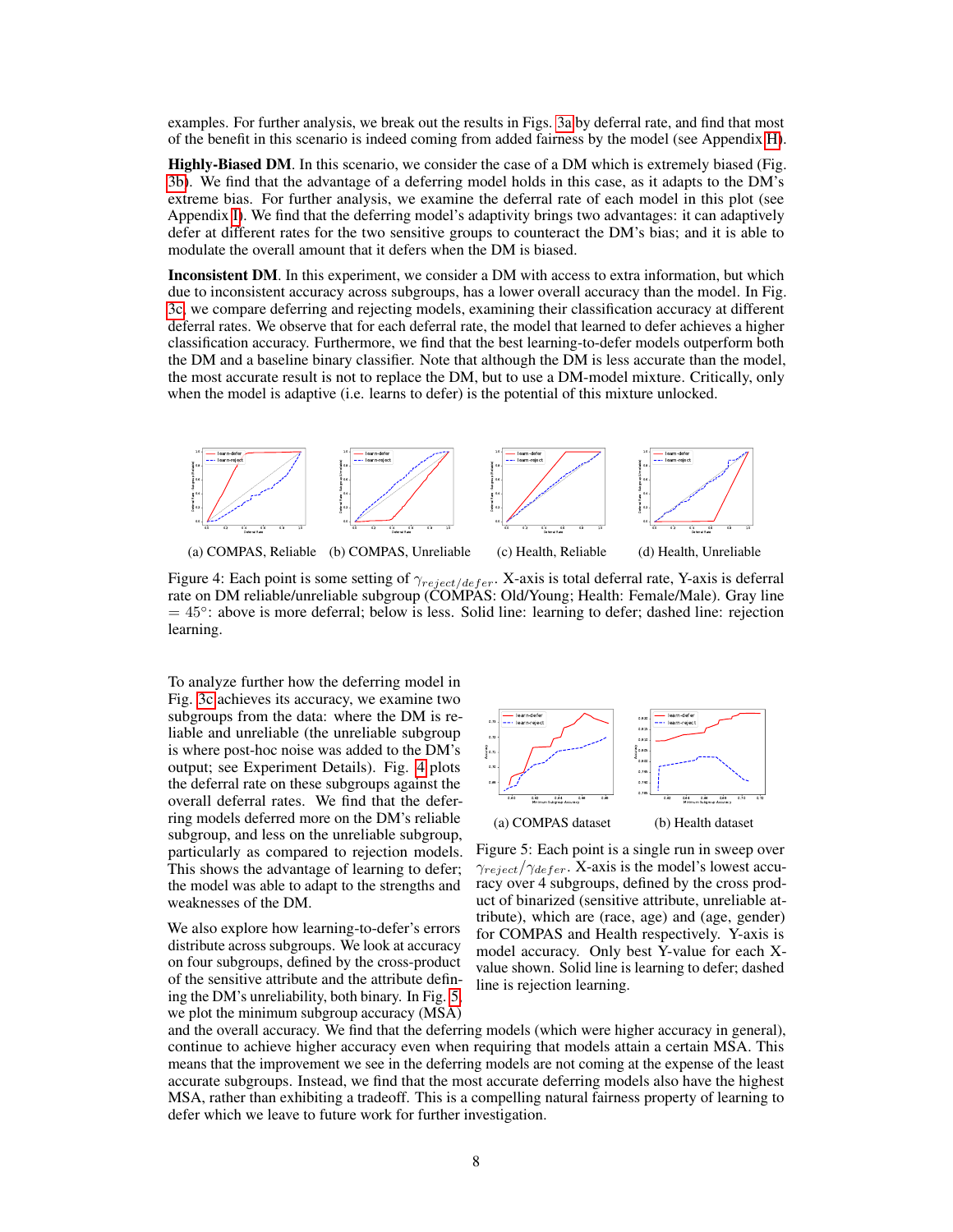examples. For further analysis, we break out the results in Figs. 3a by deferral rate, and find that most of the benefit in this scenario is indeed coming from added fairness by the model (see Appendix H).

**Highly-Biased DM**. In this scenario, we consider the case of a DM which is extremely biased (Fig. 3b). We find that the advantage of a deferring model holds in this case, as it adapts to the DM's extreme bias. For further analysis, we examine the deferral rate of each model in this plot (see Appendix I). We find that the deferring model's adaptivity brings two advantages: it can adaptively defer at different rates for the two sensitive groups to counteract the DM's bias; and it is able to modulate the overall amount that it defers when the DM is biased.

**Inconsistent DM**. In this experiment, we consider a DM with access to extra information, but which due to inconsistent accuracy across subgroups, has a lower overall accuracy than the model. In Fig. 3c, we compare deferring and rejecting models, examining their classification accuracy at different deferral rates. We observe that for each deferral rate, the model that learned to defer achieves a higher classification accuracy. Furthermore, we find that the best learning-to-defer models outperform both the DM and a baseline binary classifier. Note that although the DM is less accurate than the model, the most accurate result is not to replace the DM, but to use a DM-model mixture. Critically, only when the model is adaptive (i.e. learns to defer) is the potential of this mixture unlocked.

(a) COMPAS, Reliable (b) COMPAS, Unreliable (c) Health, Reliable (d) Health, Unreliable

Figure 4: Each point is some setting of $\gamma_{reject/defer}$. X-axis is total deferral rate, Y-axis is deferral rate on DM reliable/unreliable subgroup (COMPAS: Old/Young; Health: Female/Male). Gray line $= 45°$: above is more deferral; below is less. Solid line: learning to defer; dashed line: rejection learning.

To analyze further how the deferring model in Fig. 3c achieves its accuracy, we examine two subgroups from the data: where the DM is reliable and unreliable (the unreliable subgroup is where post-hoc noise was added to the DM's output; see Experiment Details). Fig. 4 plots the deferral rate on these subgroups against the overall deferral rates. We find that the deferring models deferred more on the DM's reliable subgroup, and less on the unreliable subgroup, particularly as compared to rejection models. This shows the advantage of learning to defer; the model was able to adapt to the strengths and weaknesses of the DM.

We also explore how learning-to-defer's errors distribute across subgroups. We look at accuracy on four subgroups, defined by the cross-product of the sensitive attribute and the attribute defining the DM's unreliability, both binary. In Fig. 5, we plot the minimum subgroup accuracy (MSA) and the overall accuracy. We find that the deferring models (which were higher accuracy in general), continue to achieve higher accuracy even when requiring that models attain a certain MSA. This means that the improvement we see in the deferring models are not coming at the expense of the least accurate subgroups. Instead, we find that the most accurate deferring models also have the highest MSA, rather than exhibiting a tradeoff. This is a compelling natural fairness property of learning to defer which we leave to future work for further investigation.

(a) COMPAS dataset (b) Health dataset

Figure 5: Each point is a single run in sweep over $\gamma_{reject}/\gamma_{defer}$. X-axis is the model's lowest accuracy over 4 subgroups, defined by the cross product of binarized (sensitive attribute, unreliable attribute), which are (race, age) and (age, gender) for COMPAS and Health respectively. Y-axis is model accuracy. Only best Y-value for each X-value shown. Solid line is learning to defer; dashed line is rejection learning.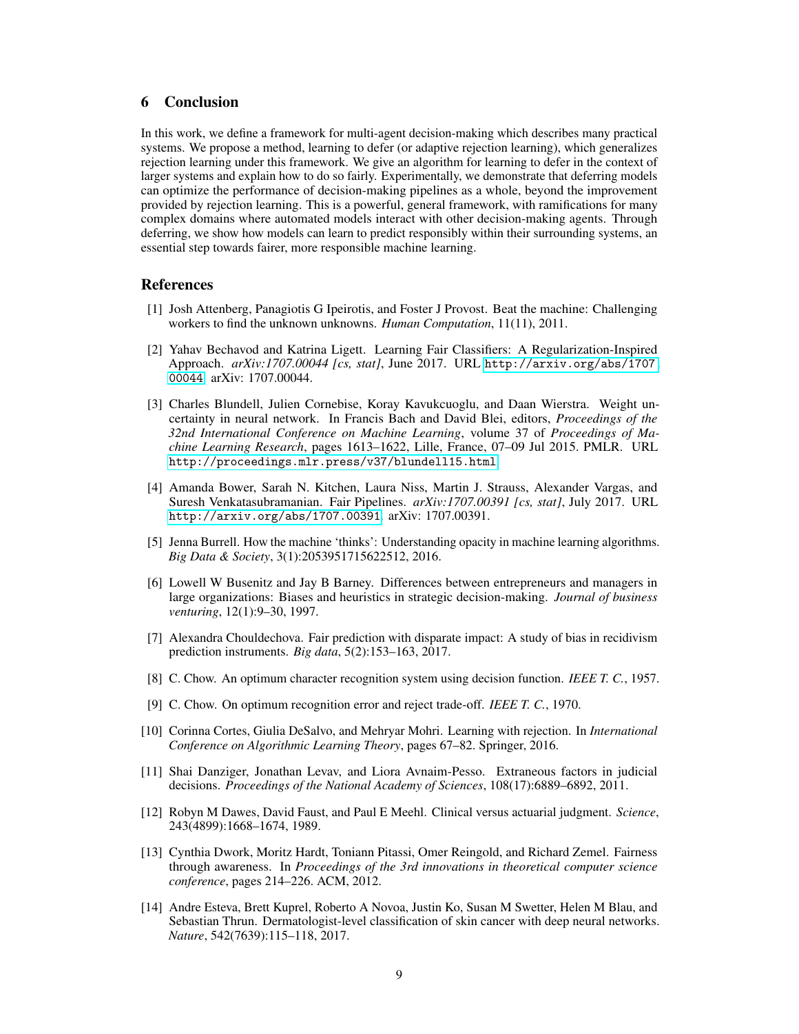## 6 Conclusion

In this work, we define a framework for multi-agent decision-making which describes many practical systems. We propose a method, learning to defer (or adaptive rejection learning), which generalizes rejection learning under this framework. We give an algorithm for learning to defer in the context of larger systems and explain how to do so fairly. Experimentally, we demonstrate that deferring models can optimize the performance of decision-making pipelines as a whole, beyond the improvement provided by rejection learning. This is a powerful, general framework, with ramifications for many complex domains where automated models interact with other decision-making agents. Through deferring, we show how models can learn to predict responsibly within their surrounding systems, an essential step towards fairer, more responsible machine learning.

## References

[1] Josh Attenberg, Panagiotis G Ipeirotis, and Foster J Provost. Beat the machine: Challenging workers to find the unknown unknowns. *Human Computation*, 11(11), 2011.

[2] Yahav Bechavod and Katrina Ligett. Learning Fair Classifiers: A Regularization-Inspired Approach. *arXiv:1707.00044 [cs, stat]*, June 2017. URL http://arxiv.org/abs/1707.00044. arXiv: 1707.00044.

[3] Charles Blundell, Julien Cornebise, Koray Kavukcuoglu, and Daan Wierstra. Weight uncertainty in neural network. In Francis Bach and David Blei, editors, *Proceedings of the 32nd International Conference on Machine Learning*, volume 37 of *Proceedings of Machine Learning Research*, pages 1613–1622, Lille, France, 07–09 Jul 2015. PMLR. URL http://proceedings.mlr.press/v37/blundell15.html.

[4] Amanda Bower, Sarah N. Kitchen, Laura Niss, Martin J. Strauss, Alexander Vargas, and Suresh Venkatasubramanian. Fair Pipelines. *arXiv:1707.00391 [cs, stat]*, July 2017. URL http://arxiv.org/abs/1707.00391. arXiv: 1707.00391.

[5] Jenna Burrell. How the machine 'thinks': Understanding opacity in machine learning algorithms. *Big Data & Society*, 3(1):2053951715622512, 2016.

[6] Lowell W Busenitz and Jay B Barney. Differences between entrepreneurs and managers in large organizations: Biases and heuristics in strategic decision-making. *Journal of business venturing*, 12(1):9–30, 1997.

[7] Alexandra Chouldechova. Fair prediction with disparate impact: A study of bias in recidivism prediction instruments. *Big data*, 5(2):153–163, 2017.

[8] C. Chow. An optimum character recognition system using decision function. *IEEE T. C.*, 1957.

[9] C. Chow. On optimum recognition error and reject trade-off. *IEEE T. C.*, 1970.

[10] Corinna Cortes, Giulia DeSalvo, and Mehryar Mohri. Learning with rejection. In *International Conference on Algorithmic Learning Theory*, pages 67–82. Springer, 2016.

[11] Shai Danziger, Jonathan Levav, and Liora Avnaim-Pesso. Extraneous factors in judicial decisions. *Proceedings of the National Academy of Sciences*, 108(17):6889–6892, 2011.

[12] Robyn M Dawes, David Faust, and Paul E Meehl. Clinical versus actuarial judgment. *Science*, 243(4899):1668–1674, 1989.

[13] Cynthia Dwork, Moritz Hardt, Toniann Pitassi, Omer Reingold, and Richard Zemel. Fairness through awareness. In *Proceedings of the 3rd innovations in theoretical computer science conference*, pages 214–226. ACM, 2012.

[14] Andre Esteva, Brett Kuprel, Roberto A Novoa, Justin Ko, Susan M Swetter, Helen M Blau, and Sebastian Thrun. Dermatologist-level classification of skin cancer with deep neural networks. *Nature*, 542(7639):115–118, 2017.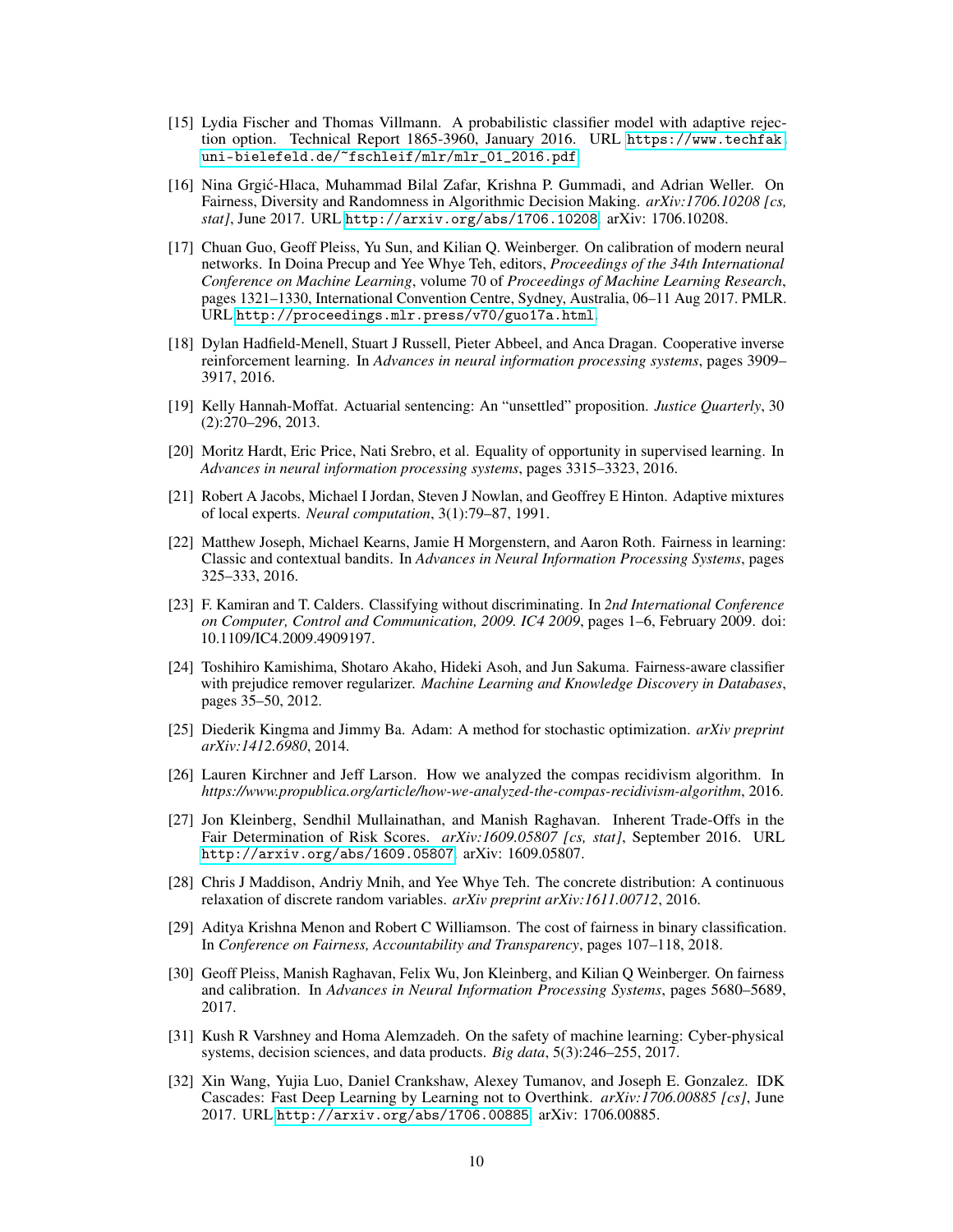[15] Lydia Fischer and Thomas Villmann. A probabilistic classifier model with adaptive rejection option. Technical Report 1865-3960, January 2016. URL https://www.techfak.uni-bielefeld.de/~fschleif/mlr/mlr_01_2016.pdf.

[16] Nina Grgić-Hlaca, Muhammad Bilal Zafar, Krishna P. Gummadi, and Adrian Weller. On Fairness, Diversity and Randomness in Algorithmic Decision Making. *arXiv:1706.10208 [cs, stat]*, June 2017. URL http://arxiv.org/abs/1706.10208. arXiv: 1706.10208.

[17] Chuan Guo, Geoff Pleiss, Yu Sun, and Kilian Q. Weinberger. On calibration of modern neural networks. In Doina Precup and Yee Whye Teh, editors, *Proceedings of the 34th International Conference on Machine Learning*, volume 70 of *Proceedings of Machine Learning Research*, pages 1321–1330, International Convention Centre, Sydney, Australia, 06–11 Aug 2017. PMLR. URL http://proceedings.mlr.press/v70/guo17a.html.

[18] Dylan Hadfield-Menell, Stuart J Russell, Pieter Abbeel, and Anca Dragan. Cooperative inverse reinforcement learning. In *Advances in neural information processing systems*, pages 3909–3917, 2016.

[19] Kelly Hannah-Moffat. Actuarial sentencing: An "unsettled" proposition. *Justice Quarterly*, 30 (2):270–296, 2013.

[20] Moritz Hardt, Eric Price, Nati Srebro, et al. Equality of opportunity in supervised learning. In *Advances in neural information processing systems*, pages 3315–3323, 2016.

[21] Robert A Jacobs, Michael I Jordan, Steven J Nowlan, and Geoffrey E Hinton. Adaptive mixtures of local experts. *Neural computation*, 3(1):79–87, 1991.

[22] Matthew Joseph, Michael Kearns, Jamie H Morgenstern, and Aaron Roth. Fairness in learning: Classic and contextual bandits. In *Advances in Neural Information Processing Systems*, pages 325–333, 2016.

[23] F. Kamiran and T. Calders. Classifying without discriminating. In *2nd International Conference on Computer, Control and Communication, 2009. IC4 2009*, pages 1–6, February 2009. doi: 10.1109/IC4.2009.4909197.

[24] Toshihiro Kamishima, Shotaro Akaho, Hideki Asoh, and Jun Sakuma. Fairness-aware classifier with prejudice remover regularizer. *Machine Learning and Knowledge Discovery in Databases*, pages 35–50, 2012.

[25] Diederik Kingma and Jimmy Ba. Adam: A method for stochastic optimization. *arXiv preprint arXiv:1412.6980*, 2014.

[26] Lauren Kirchner and Jeff Larson. How we analyzed the compas recidivism algorithm. In *https://www.propublica.org/article/how-we-analyzed-the-compas-recidivism-algorithm*, 2016.

[27] Jon Kleinberg, Sendhil Mullainathan, and Manish Raghavan. Inherent Trade-Offs in the Fair Determination of Risk Scores. *arXiv:1609.05807 [cs, stat]*, September 2016. URL http://arxiv.org/abs/1609.05807. arXiv: 1609.05807.

[28] Chris J Maddison, Andriy Mnih, and Yee Whye Teh. The concrete distribution: A continuous relaxation of discrete random variables. *arXiv preprint arXiv:1611.00712*, 2016.

[29] Aditya Krishna Menon and Robert C Williamson. The cost of fairness in binary classification. In *Conference on Fairness, Accountability and Transparency*, pages 107–118, 2018.

[30] Geoff Pleiss, Manish Raghavan, Felix Wu, Jon Kleinberg, and Kilian Q Weinberger. On fairness and calibration. In *Advances in Neural Information Processing Systems*, pages 5680–5689, 2017.

[31] Kush R Varshney and Homa Alemzadeh. On the safety of machine learning: Cyber-physical systems, decision sciences, and data products. *Big data*, 5(3):246–255, 2017.

[32] Xin Wang, Yujia Luo, Daniel Crankshaw, Alexey Tumanov, and Joseph E. Gonzalez. IDK Cascades: Fast Deep Learning by Learning not to Overthink. *arXiv:1706.00885 [cs]*, June 2017. URL http://arxiv.org/abs/1706.00885. arXiv: 1706.00885.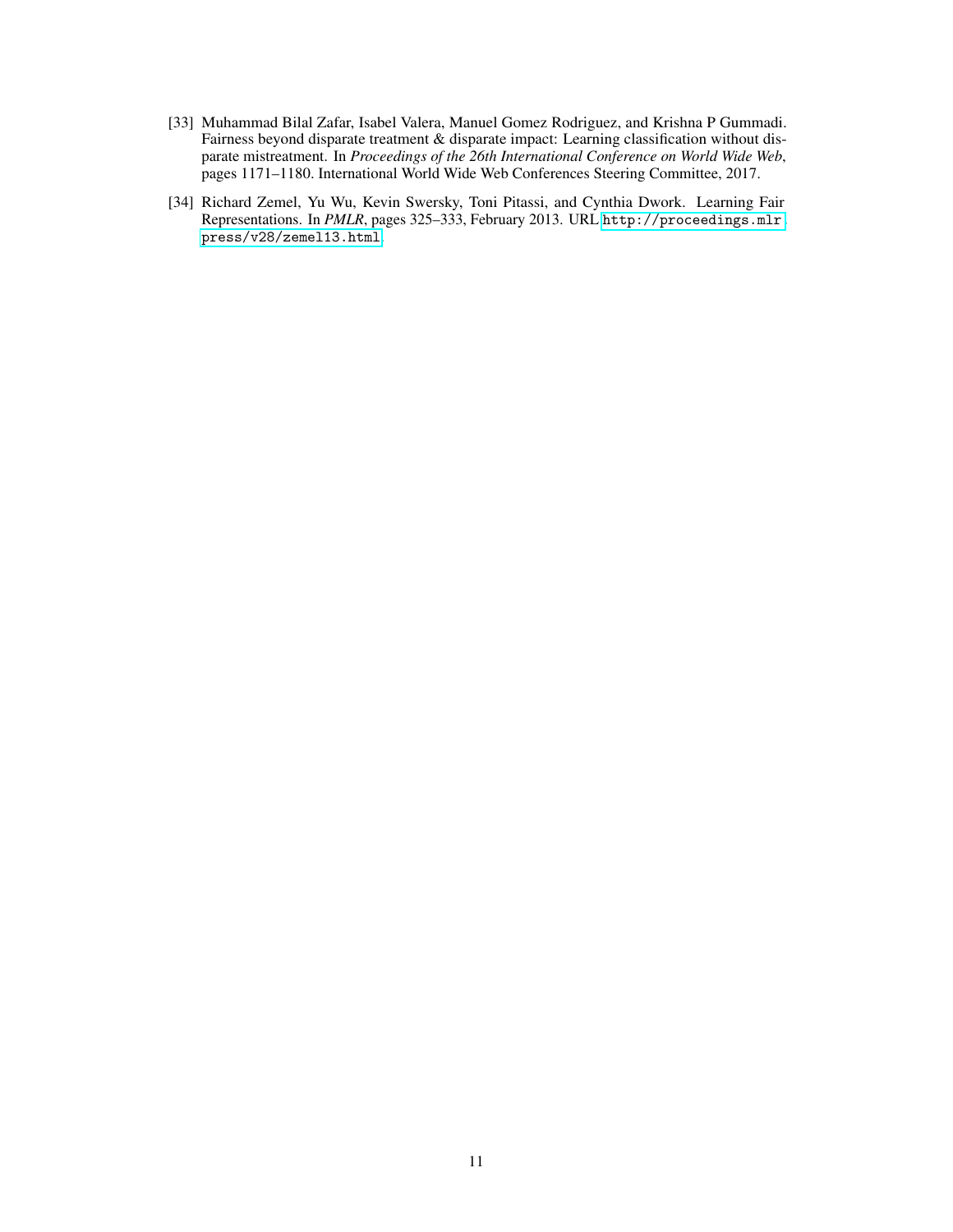[33] Muhammad Bilal Zafar, Isabel Valera, Manuel Gomez Rodriguez, and Krishna P Gummadi. Fairness beyond disparate treatment & disparate impact: Learning classification without disparate mistreatment. In *Proceedings of the 26th International Conference on World Wide Web*, pages 1171–1180. International World Wide Web Conferences Steering Committee, 2017.

[34] Richard Zemel, Yu Wu, Kevin Swersky, Toni Pitassi, and Cynthia Dwork. Learning Fair Representations. In *PMLR*, pages 325–333, February 2013. URL `http://proceedings.mlr.press/v28/zemel13.html`.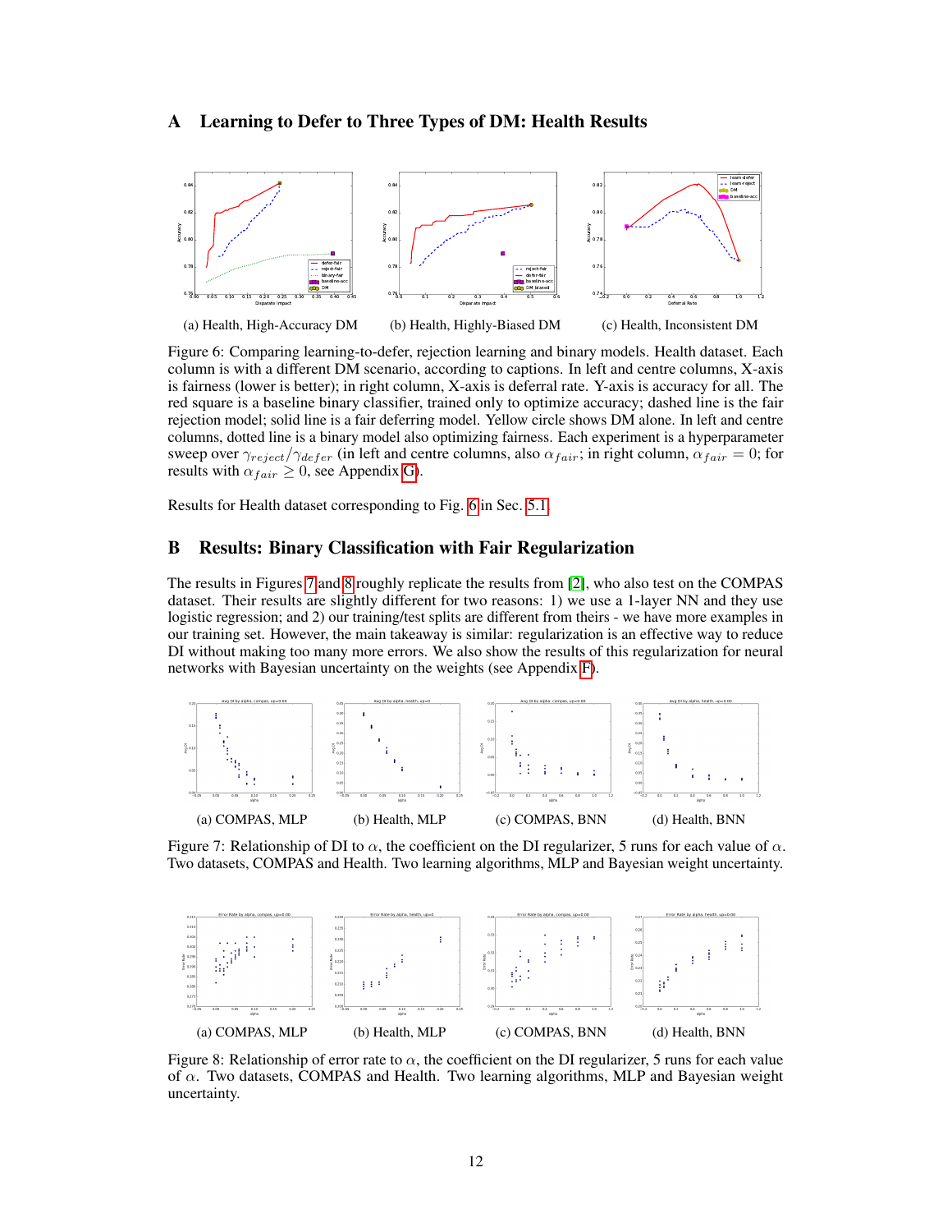## A Learning to Defer to Three Types of DM: Health Results

(a) Health, High-Accuracy DM (b) Health, Highly-Biased DM (c) Health, Inconsistent DM

Figure 6: Comparing learning-to-defer, rejection learning and binary models. Health dataset. Each column is with a different DM scenario, according to captions. In left and centre columns, X-axis is fairness (lower is better); in right column, X-axis is deferral rate. Y-axis is accuracy for all. The red square is a baseline binary classifier, trained only to optimize accuracy; dashed line is the fair rejection model; solid line is a fair deferring model. Yellow circle shows DM alone. In left and centre columns, dotted line is a binary model also optimizing fairness. Each experiment is a hyperparameter sweep over $\gamma_{reject}/\gamma_{defer}$ (in left and centre columns, also $\alpha_{fair}$; in right column, $\alpha_{fair} = 0$; for results with $\alpha_{fair} \geq 0$, see Appendix G).

Results for Health dataset corresponding to Fig. 6 in Sec. 5.1.

## B Results: Binary Classification with Fair Regularization

The results in Figures 7 and 8 roughly replicate the results from [2], who also test on the COMPAS dataset. Their results are slightly different for two reasons: 1) we use a 1-layer NN and they use logistic regression; and 2) our training/test splits are different from theirs - we have more examples in our training set. However, the main takeaway is similar: regularization is an effective way to reduce DI without making too many more errors. We also show the results of this regularization for neural networks with Bayesian uncertainty on the weights (see Appendix F).

(a) COMPAS, MLP (b) Health, MLP (c) COMPAS, BNN (d) Health, BNN

Figure 7: Relationship of DI to $\alpha$, the coefficient on the DI regularizer, 5 runs for each value of $\alpha$. Two datasets, COMPAS and Health. Two learning algorithms, MLP and Bayesian weight uncertainty.

(a) COMPAS, MLP (b) Health, MLP (c) COMPAS, BNN (d) Health, BNN

Figure 8: Relationship of error rate to $\alpha$, the coefficient on the DI regularizer, 5 runs for each value of $\alpha$. Two datasets, COMPAS and Health. Two learning algorithms, MLP and Bayesian weight uncertainty.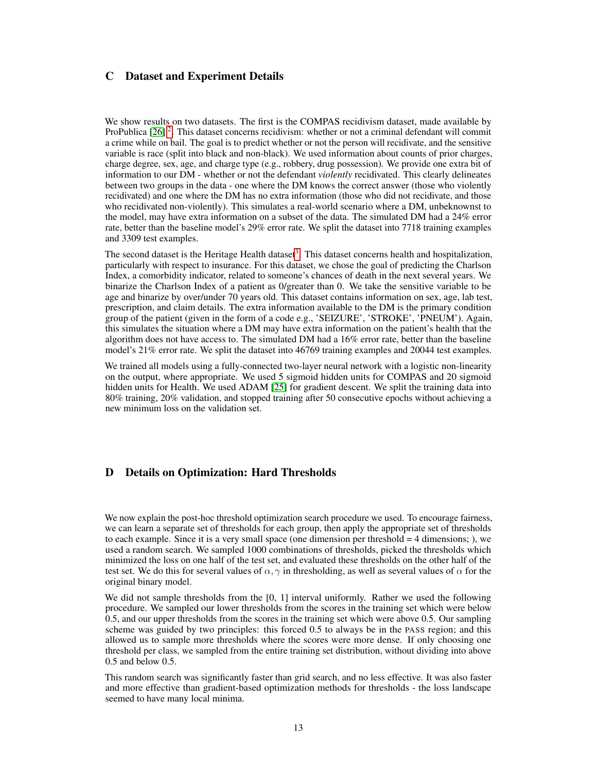# C Dataset and Experiment Details

We show results on two datasets. The first is the COMPAS recidivism dataset, made available by ProPublica [26] [2]. This dataset concerns recidivism: whether or not a criminal defendant will commit a crime while on bail. The goal is to predict whether or not the person will recidivate, and the sensitive variable is race (split into black and non-black). We used information about counts of prior charges, charge degree, sex, age, and charge type (e.g., robbery, drug possession). We provide one extra bit of information to our DM - whether or not the defendant *violently* recidivated. This clearly delineates between two groups in the data - one where the DM knows the correct answer (those who violently recidivated) and one where the DM has no extra information (those who did not recidivate, and those who recidivated non-violently). This simulates a real-world scenario where a DM, unbeknownst to the model, may have extra information on a subset of the data. The simulated DM had a 24% error rate, better than the baseline model's 29% error rate. We split the dataset into 7718 training examples and 3309 test examples.

The second dataset is the Heritage Health dataset[3]. This dataset concerns health and hospitalization, particularly with respect to insurance. For this dataset, we chose the goal of predicting the Charlson Index, a comorbidity indicator, related to someone's chances of death in the next several years. We binarize the Charlson Index of a patient as 0/greater than 0. We take the sensitive variable to be age and binarize by over/under 70 years old. This dataset contains information on sex, age, lab test, prescription, and claim details. The extra information available to the DM is the primary condition group of the patient (given in the form of a code e.g., 'SEIZURE', 'STROKE', 'PNEUM'). Again, this simulates the situation where a DM may have extra information on the patient's health that the algorithm does not have access to. The simulated DM had a 16% error rate, better than the baseline model's 21% error rate. We split the dataset into 46769 training examples and 20044 test examples.

We trained all models using a fully-connected two-layer neural network with a logistic non-linearity on the output, where appropriate. We used 5 sigmoid hidden units for COMPAS and 20 sigmoid hidden units for Health. We used ADAM [25] for gradient descent. We split the training data into 80% training, 20% validation, and stopped training after 50 consecutive epochs without achieving a new minimum loss on the validation set.

# D Details on Optimization: Hard Thresholds

We now explain the post-hoc threshold optimization search procedure we used. To encourage fairness, we can learn a separate set of thresholds for each group, then apply the appropriate set of thresholds to each example. Since it is a very small space (one dimension per threshold = 4 dimensions; ), we used a random search. We sampled 1000 combinations of thresholds, picked the thresholds which minimized the loss on one half of the test set, and evaluated these thresholds on the other half of the test set. We do this for several values of $\alpha, \gamma$ in thresholding, as well as several values of $\alpha$ for the original binary model.

We did not sample thresholds from the [0, 1] interval uniformly. Rather we used the following procedure. We sampled our lower thresholds from the scores in the training set which were below 0.5, and our upper thresholds from the scores in the training set which were above 0.5. Our sampling scheme was guided by two principles: this forced 0.5 to always be in the PASS region; and this allowed us to sample more thresholds where the scores were more dense. If only choosing one threshold per class, we sampled from the entire training set distribution, without dividing into above 0.5 and below 0.5.

This random search was significantly faster than grid search, and no less effective. It was also faster and more effective than gradient-based optimization methods for thresholds - the loss landscape seemed to have many local minima.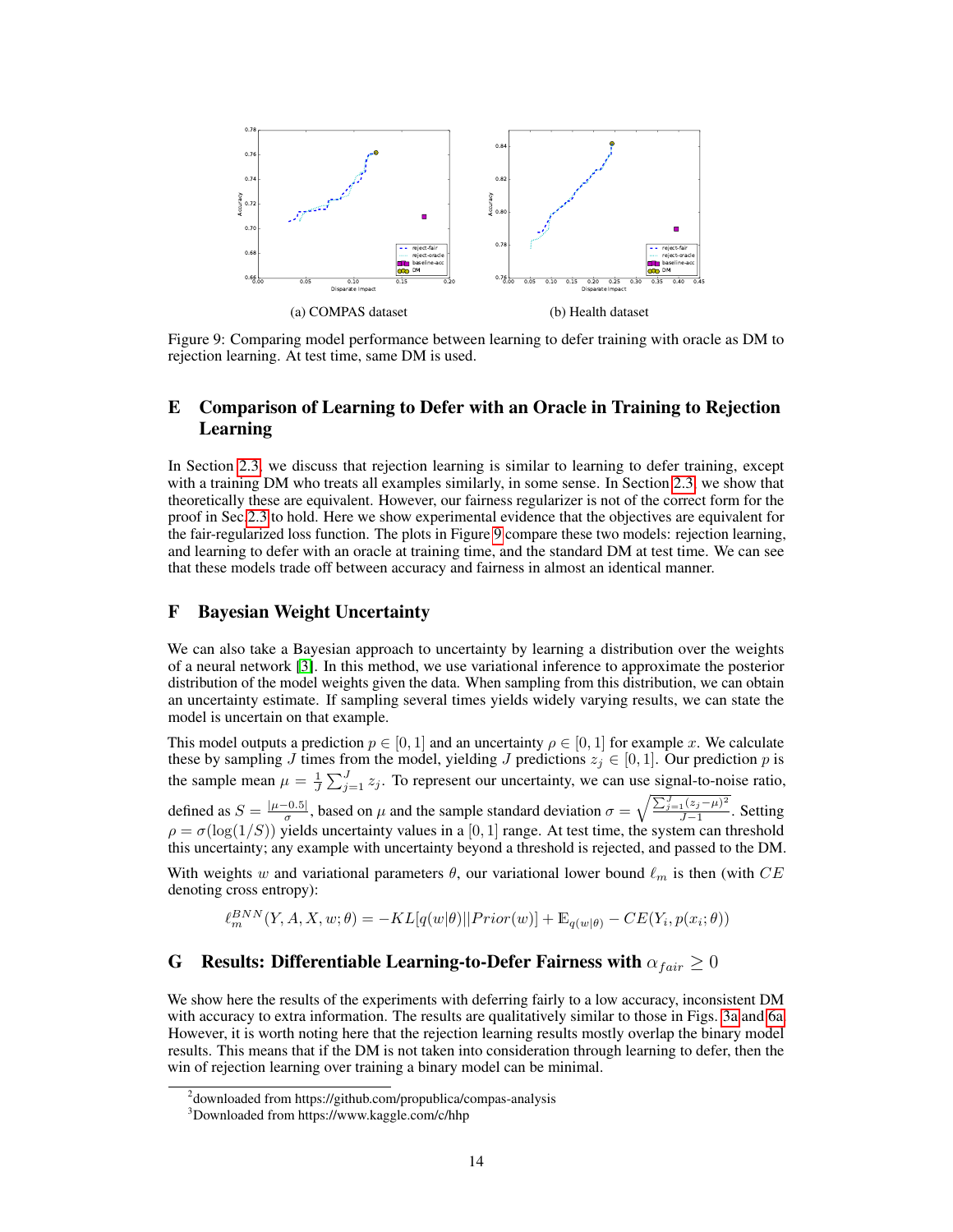(a) COMPAS dataset

(b) Health dataset

Figure 9: Comparing model performance between learning to defer training with oracle as DM to rejection learning. At test time, same DM is used.

## E Comparison of Learning to Defer with an Oracle in Training to Rejection Learning

In Section 2.3, we discuss that rejection learning is similar to learning to defer training, except with a training DM who treats all examples similarly, in some sense. In Section 2.3, we show that theoretically these are equivalent. However, our fairness regularizer is not of the correct form for the proof in Sec 2.3 to hold. Here we show experimental evidence that the objectives are equivalent for the fair-regularized loss function. The plots in Figure 9 compare these two models: rejection learning, and learning to defer with an oracle at training time, and the standard DM at test time. We can see that these models trade off between accuracy and fairness in almost an identical manner.

## F Bayesian Weight Uncertainty

We can also take a Bayesian approach to uncertainty by learning a distribution over the weights of a neural network [3]. In this method, we use variational inference to approximate the posterior distribution of the model weights given the data. When sampling from this distribution, we can obtain an uncertainty estimate. If sampling several times yields widely varying results, we can state the model is uncertain on that example.

This model outputs a prediction $p \in [0, 1]$ and an uncertainty $\rho \in [0, 1]$ for example $x$. We calculate these by sampling $J$ times from the model, yielding $J$ predictions $z_j \in [0, 1]$. Our prediction $p$ is the sample mean $\mu = \frac{1}{J}\sum_{j=1}^{J} z_j$. To represent our uncertainty, we can use signal-to-noise ratio, defined as $S = \frac{|\mu - 0.5|}{\sigma}$, based on $\mu$ and the sample standard deviation $\sigma = \sqrt{\frac{\sum_{j=1}^{J}(z_j - \mu)^2}{J-1}}$. Setting $\rho = \sigma(\log(1/S))$ yields uncertainty values in a $[0, 1]$ range. At test time, the system can threshold this uncertainty; any example with uncertainty beyond a threshold is rejected, and passed to the DM.

With weights $w$ and variational parameters $\theta$, our variational lower bound $\ell_m$ is then (with $CE$ denoting cross entropy):

$$\ell_m^{BNN}(Y, A, X, w; \theta) = -KL[q(w|\theta)||Prior(w)] + \mathbb{E}_{q(w|\theta)} - CE(Y_i, p(x_i; \theta))$$

## G Results: Differentiable Learning-to-Defer Fairness with $\alpha_{fair} \geq 0$

We show here the results of the experiments with deferring fairly to a low accuracy, inconsistent DM with accuracy to extra information. The results are qualitatively similar to those in Figs. 3a and 6a. However, it is worth noting here that the rejection learning results mostly overlap the binary model results. This means that if the DM is not taken into consideration through learning to defer, then the win of rejection learning over training a binary model can be minimal.

---

[2] downloaded from https://github.com/propublica/compas-analysis

[3] Downloaded from https://www.kaggle.com/c/hhp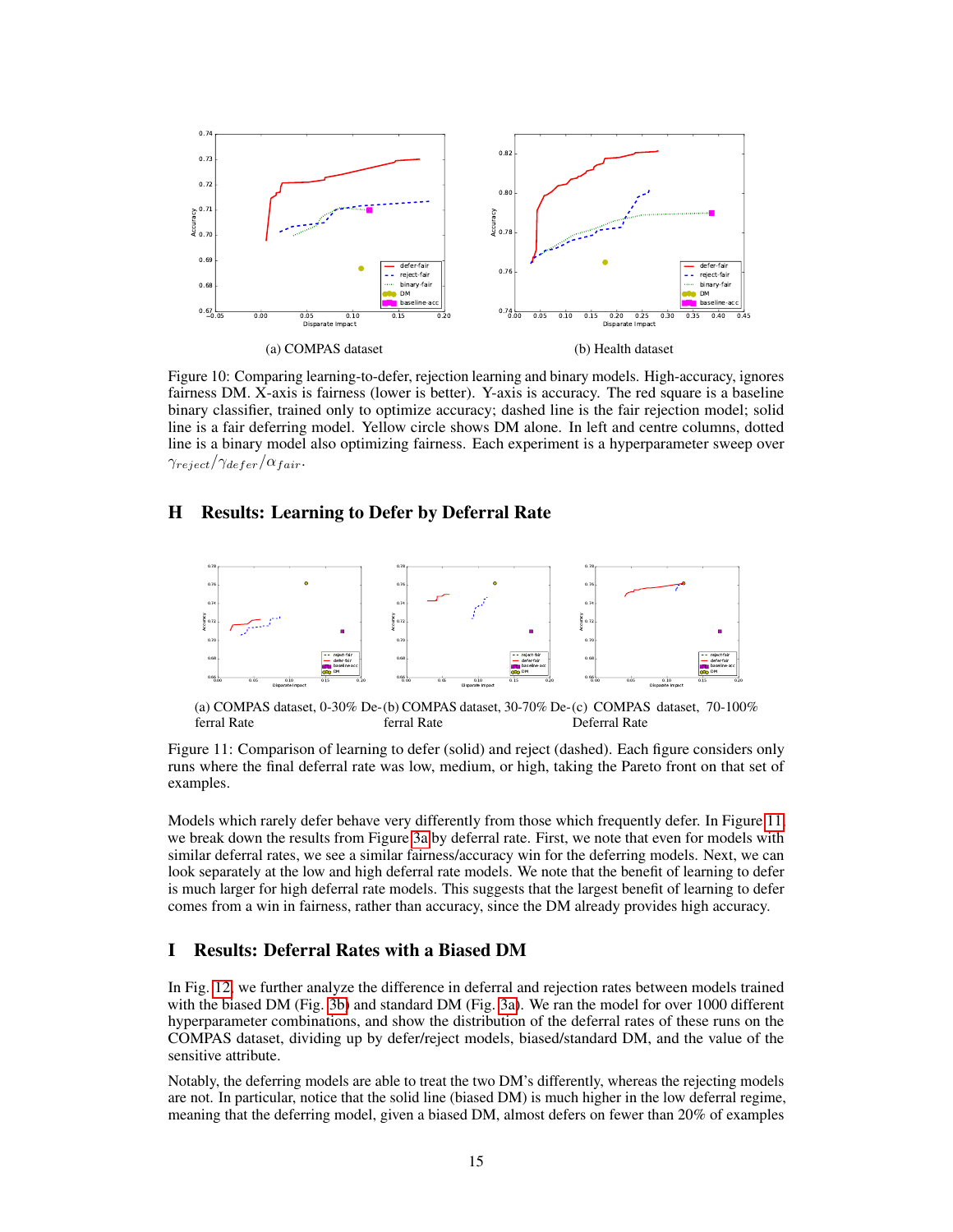(a) COMPAS dataset

(b) Health dataset

Figure 10: Comparing learning-to-defer, rejection learning and binary models. High-accuracy, ignores fairness DM. X-axis is fairness (lower is better). Y-axis is accuracy. The red square is a baseline binary classifier, trained only to optimize accuracy; dashed line is the fair rejection model; solid line is a fair deferring model. Yellow circle shows DM alone. In left and centre columns, dotted line is a binary model also optimizing fairness. Each experiment is a hyperparameter sweep over $\gamma_{reject}/\gamma_{defer}/\alpha_{fair}$.

## H Results: Learning to Defer by Deferral Rate

(a) COMPAS dataset, 0-30% Deferral Rate

(b) COMPAS dataset, 30-70% Deferral Rate

(c) COMPAS dataset, 70-100% Deferral Rate

Figure 11: Comparison of learning to defer (solid) and reject (dashed). Each figure considers only runs where the final deferral rate was low, medium, or high, taking the Pareto front on that set of examples.

Models which rarely defer behave very differently from those which frequently defer. In Figure 11, we break down the results from Figure 3a by deferral rate. First, we note that even for models with similar deferral rates, we see a similar fairness/accuracy win for the deferring models. Next, we can look separately at the low and high deferral rate models. We note that the benefit of learning to defer is much larger for high deferral rate models. This suggests that the largest benefit of learning to defer comes from a win in fairness, rather than accuracy, since the DM already provides high accuracy.

## I Results: Deferral Rates with a Biased DM

In Fig. 12, we further analyze the difference in deferral and rejection rates between models trained with the biased DM (Fig. 3b) and standard DM (Fig. 3a). We ran the model for over 1000 different hyperparameter combinations, and show the distribution of the deferral rates of these runs on the COMPAS dataset, dividing up by defer/reject models, biased/standard DM, and the value of the sensitive attribute.

Notably, the deferring models are able to treat the two DM's differently, whereas the rejecting models are not. In particular, notice that the solid line (biased DM) is much higher in the low deferral regime, meaning that the deferring model, given a biased DM, almost defers on fewer than 20% of examples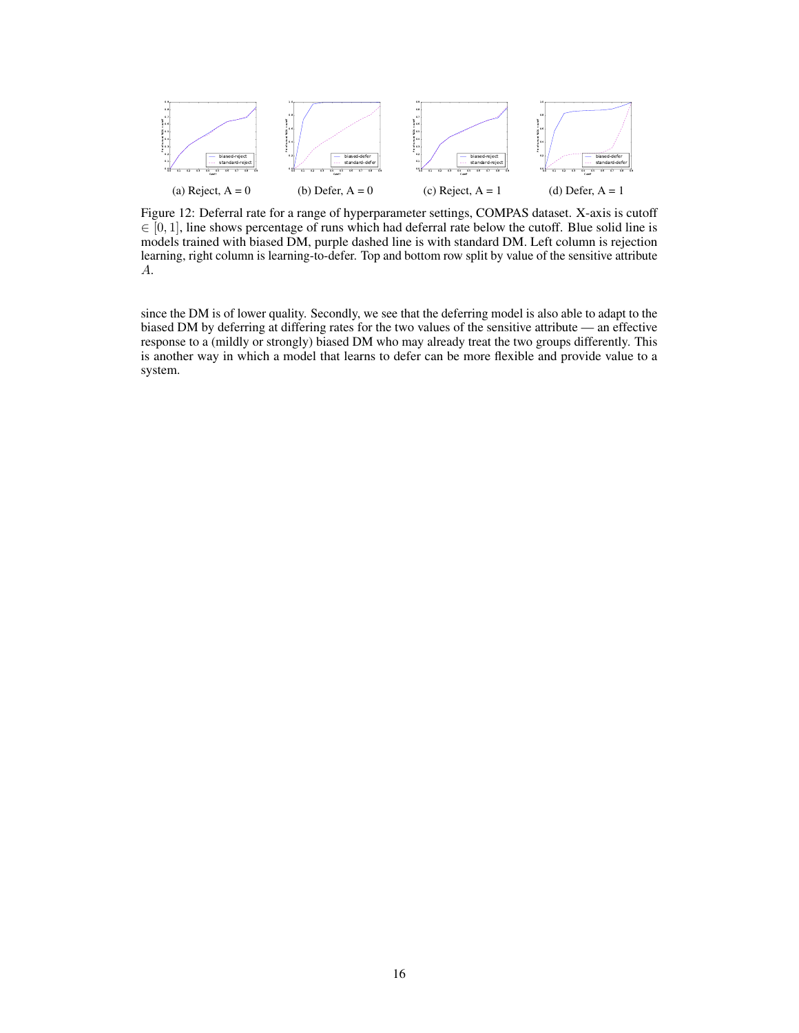biased-reject
standard-reject

(a) Reject, A = 0

biased-defer
standard-defer

(b) Defer, A = 0

biased-reject
standard-reject

(c) Reject, A = 1

biased-defer
standard-defer

(d) Defer, A = 1

Figure 12: Deferral rate for a range of hyperparameter settings, COMPAS dataset. X-axis is cutoff $\in [0, 1]$, line shows percentage of runs which had deferral rate below the cutoff. Blue solid line is models trained with biased DM, purple dashed line is with standard DM. Left column is rejection learning, right column is learning-to-defer. Top and bottom row split by value of the sensitive attribute $A$.

since the DM is of lower quality. Secondly, we see that the deferring model is also able to adapt to the biased DM by deferring at differing rates for the two values of the sensitive attribute — an effective response to a (mildly or strongly) biased DM who may already treat the two groups differently. This is another way in which a model that learns to defer can be more flexible and provide value to a system.